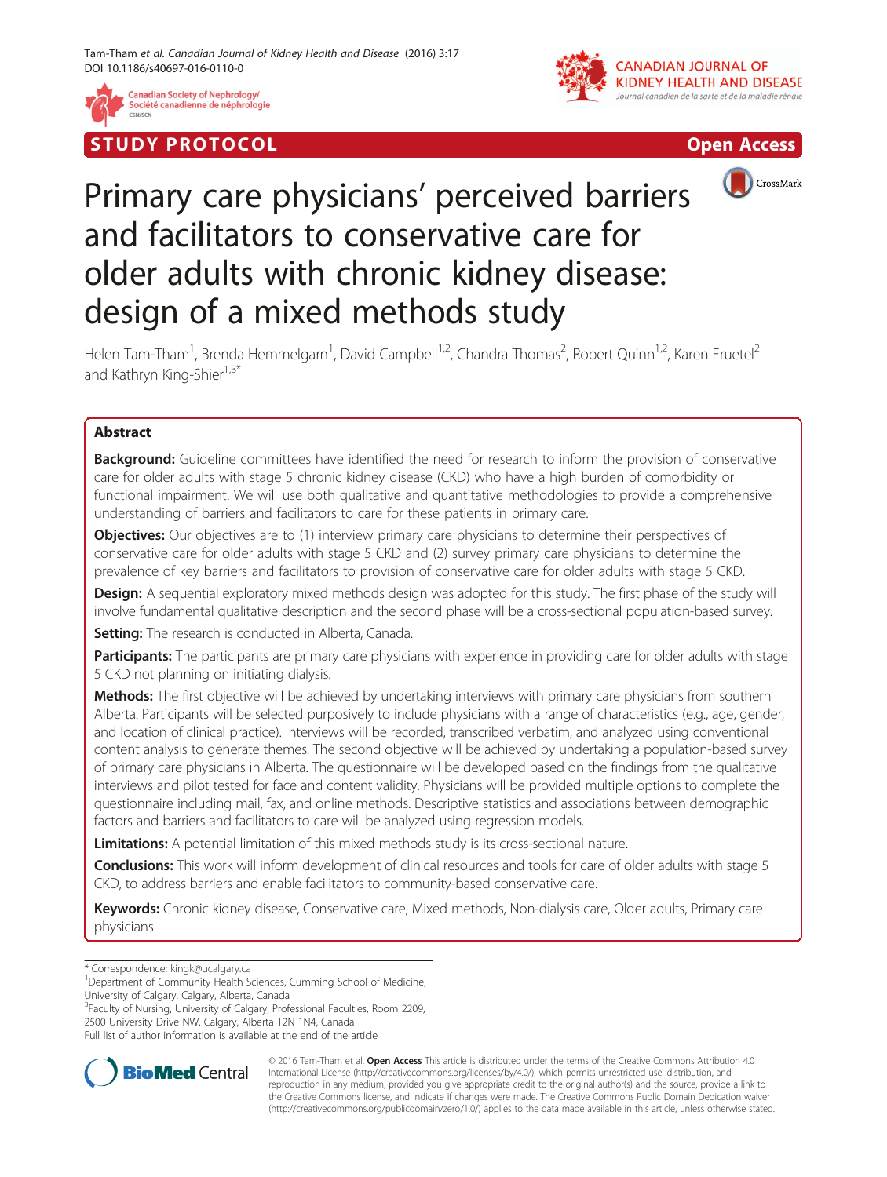STUDY PROTOCOL

Open Access

# Primary care physicians' perceived barriers and facilitators to conservative care for older adults with chronic kidney disease: design of a mixed methods study

Helen Tam-Tham[1], Brenda Hemmelgarn[1], David Campbell[1,2], Chandra Thomas[2], Robert Quinn[1,2], Karen Fruetel[2] and Kathryn King-Shier[1,3*]

## Abstract

**Background:** Guideline committees have identified the need for research to inform the provision of conservative care for older adults with stage 5 chronic kidney disease (CKD) who have a high burden of comorbidity or functional impairment. We will use both qualitative and quantitative methodologies to provide a comprehensive understanding of barriers and facilitators to care for these patients in primary care.

**Objectives:** Our objectives are to (1) interview primary care physicians to determine their perspectives of conservative care for older adults with stage 5 CKD and (2) survey primary care physicians to determine the prevalence of key barriers and facilitators to provision of conservative care for older adults with stage 5 CKD.

**Design:** A sequential exploratory mixed methods design was adopted for this study. The first phase of the study will involve fundamental qualitative description and the second phase will be a cross-sectional population-based survey.

**Setting:** The research is conducted in Alberta, Canada.

**Participants:** The participants are primary care physicians with experience in providing care for older adults with stage 5 CKD not planning on initiating dialysis.

**Methods:** The first objective will be achieved by undertaking interviews with primary care physicians from southern Alberta. Participants will be selected purposively to include physicians with a range of characteristics (e.g., age, gender, and location of clinical practice). Interviews will be recorded, transcribed verbatim, and analyzed using conventional content analysis to generate themes. The second objective will be achieved by undertaking a population-based survey of primary care physicians in Alberta. The questionnaire will be developed based on the findings from the qualitative interviews and pilot tested for face and content validity. Physicians will be provided multiple options to complete the questionnaire including mail, fax, and online methods. Descriptive statistics and associations between demographic factors and barriers and facilitators to care will be analyzed using regression models.

**Limitations:** A potential limitation of this mixed methods study is its cross-sectional nature.

**Conclusions:** This work will inform development of clinical resources and tools for care of older adults with stage 5 CKD, to address barriers and enable facilitators to community-based conservative care.

**Keywords:** Chronic kidney disease, Conservative care, Mixed methods, Non-dialysis care, Older adults, Primary care physicians

\* Correspondence: kingk@ucalgary.ca

[1]Department of Community Health Sciences, Cumming School of Medicine, University of Calgary, Calgary, Alberta, Canada

[3]Faculty of Nursing, University of Calgary, Professional Faculties, Room 2209, 2500 University Drive NW, Calgary, Alberta T2N 1N4, Canada

Full list of author information is available at the end of the article

© 2016 Tam-Tham et al. **Open Access** This article is distributed under the terms of the Creative Commons Attribution 4.0 International License (http://creativecommons.org/licenses/by/4.0/), which permits unrestricted use, distribution, and reproduction in any medium, provided you give appropriate credit to the original author(s) and the source, provide a link to the Creative Commons license, and indicate if changes were made. The Creative Commons Public Domain Dedication waiver (http://creativecommons.org/publicdomain/zero/1.0/) applies to the data made available in this article, unless otherwise stated.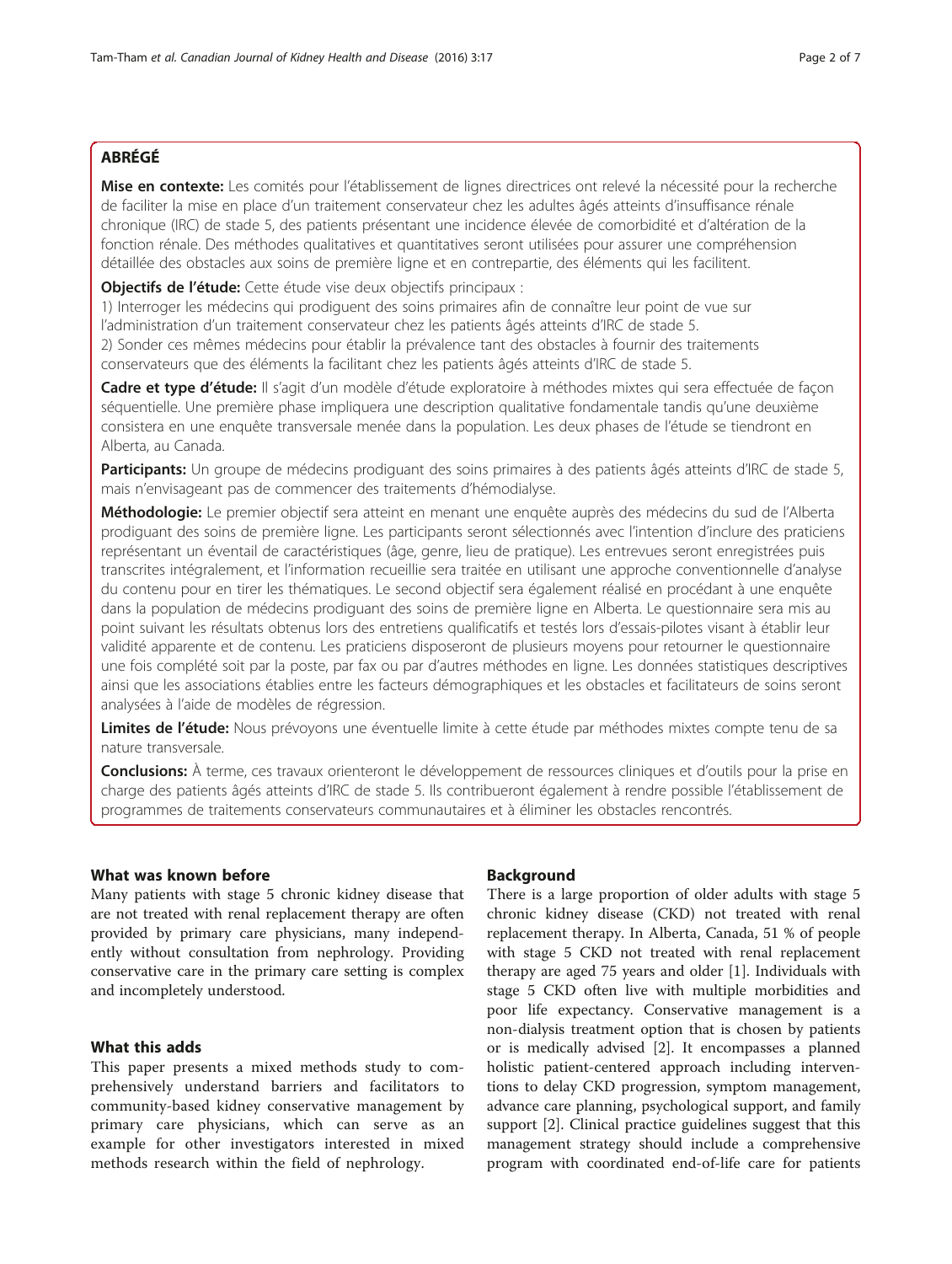## ABRÉGÉ

**Mise en contexte:** Les comités pour l'établissement de lignes directrices ont relevé la nécessité pour la recherche de faciliter la mise en place d'un traitement conservateur chez les adultes âgés atteints d'insuffisance rénale chronique (IRC) de stade 5, des patients présentant une incidence élevée de comorbidité et d'altération de la fonction rénale. Des méthodes qualitatives et quantitatives seront utilisées pour assurer une compréhension détaillée des obstacles aux soins de première ligne et en contrepartie, des éléments qui les facilitent.

**Objectifs de l'étude:** Cette étude vise deux objectifs principaux :

1) Interroger les médecins qui prodiguent des soins primaires afin de connaître leur point de vue sur l'administration d'un traitement conservateur chez les patients âgés atteints d'IRC de stade 5.
2) Sonder ces mêmes médecins pour établir la prévalence tant des obstacles à fournir des traitements conservateurs que des éléments la facilitant chez les patients âgés atteints d'IRC de stade 5.

**Cadre et type d'étude:** Il s'agit d'un modèle d'étude exploratoire à méthodes mixtes qui sera effectuée de façon séquentielle. Une première phase impliquera une description qualitative fondamentale tandis qu'une deuxième consistera en une enquête transversale menée dans la population. Les deux phases de l'étude se tiendront en Alberta, au Canada.

**Participants:** Un groupe de médecins prodiguant des soins primaires à des patients âgés atteints d'IRC de stade 5, mais n'envisageant pas de commencer des traitements d'hémodialyse.

**Méthodologie:** Le premier objectif sera atteint en menant une enquête auprès des médecins du sud de l'Alberta prodiguant des soins de première ligne. Les participants seront sélectionnés avec l'intention d'inclure des praticiens représentant un éventail de caractéristiques (âge, genre, lieu de pratique). Les entrevues seront enregistrées puis transcrites intégralement, et l'information recueillie sera traitée en utilisant une approche conventionnelle d'analyse du contenu pour en tirer les thématiques. Le second objectif sera également réalisé en procédant à une enquête dans la population de médecins prodiguant des soins de première ligne en Alberta. Le questionnaire sera mis au point suivant les résultats obtenus lors des entretiens qualificatifs et testés lors d'essais-pilotes visant à établir leur validité apparente et de contenu. Les praticiens disposeront de plusieurs moyens pour retourner le questionnaire une fois complété soit par la poste, par fax ou par d'autres méthodes en ligne. Les données statistiques descriptives ainsi que les associations établies entre les facteurs démographiques et les obstacles et facilitateurs de soins seront analysées à l'aide de modèles de régression.

**Limites de l'étude:** Nous prévoyons une éventuelle limite à cette étude par méthodes mixtes compte tenu de sa nature transversale.

**Conclusions:** À terme, ces travaux orienteront le développement de ressources cliniques et d'outils pour la prise en charge des patients âgés atteints d'IRC de stade 5. Ils contribueront également à rendre possible l'établissement de programmes de traitements conservateurs communautaires et à éliminer les obstacles rencontrés.

## What was known before

Many patients with stage 5 chronic kidney disease that are not treated with renal replacement therapy are often provided by primary care physicians, many independently without consultation from nephrology. Providing conservative care in the primary care setting is complex and incompletely understood.

## What this adds

This paper presents a mixed methods study to comprehensively understand barriers and facilitators to community-based kidney conservative management by primary care physicians, which can serve as an example for other investigators interested in mixed methods research within the field of nephrology.

## Background

There is a large proportion of older adults with stage 5 chronic kidney disease (CKD) not treated with renal replacement therapy. In Alberta, Canada, 51 % of people with stage 5 CKD not treated with renal replacement therapy are aged 75 years and older [1]. Individuals with stage 5 CKD often live with multiple morbidities and poor life expectancy. Conservative management is a non-dialysis treatment option that is chosen by patients or is medically advised [2]. It encompasses a planned holistic patient-centered approach including interventions to delay CKD progression, symptom management, advance care planning, psychological support, and family support [2]. Clinical practice guidelines suggest that this management strategy should include a comprehensive program with coordinated end-of-life care for patients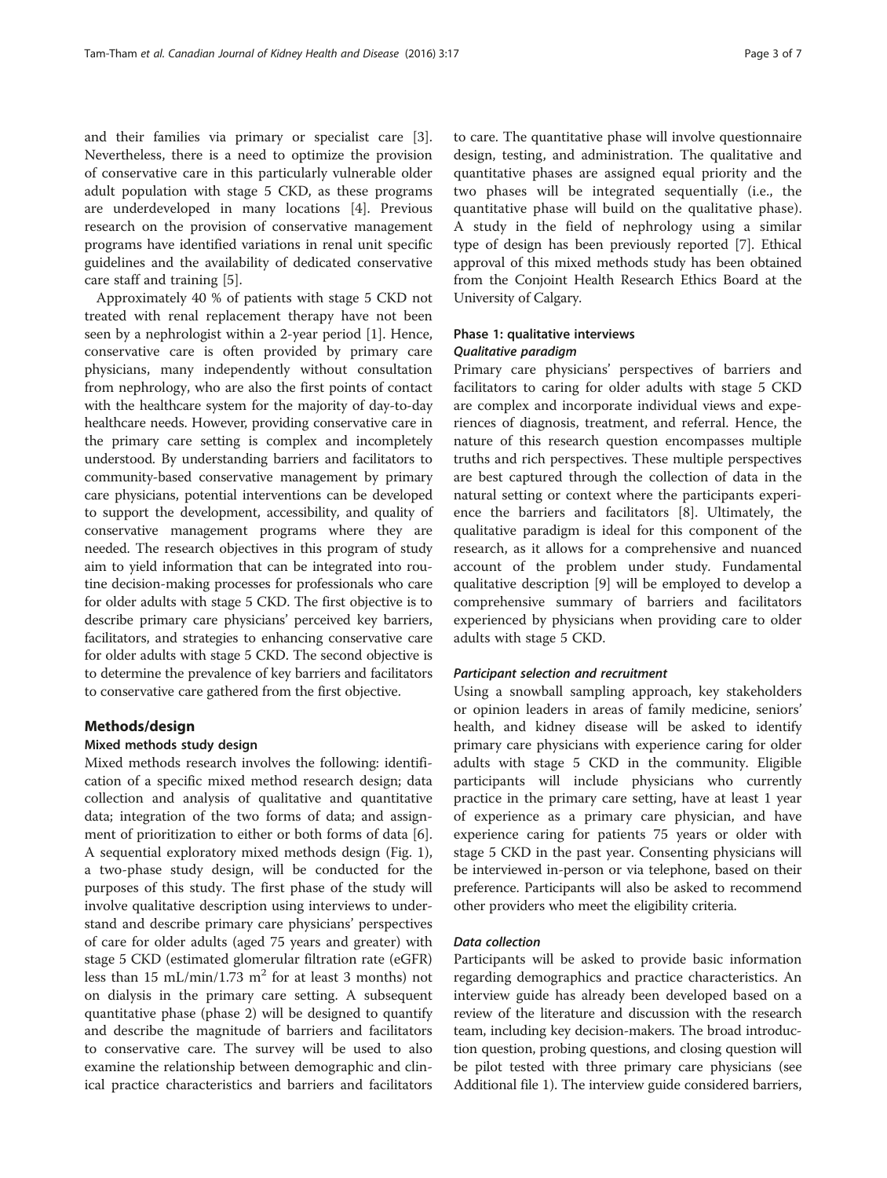and their families via primary or specialist care [3]. Nevertheless, there is a need to optimize the provision of conservative care in this particularly vulnerable older adult population with stage 5 CKD, as these programs are underdeveloped in many locations [4]. Previous research on the provision of conservative management programs have identified variations in renal unit specific guidelines and the availability of dedicated conservative care staff and training [5].

Approximately 40 % of patients with stage 5 CKD not treated with renal replacement therapy have not been seen by a nephrologist within a 2-year period [1]. Hence, conservative care is often provided by primary care physicians, many independently without consultation from nephrology, who are also the first points of contact with the healthcare system for the majority of day-to-day healthcare needs. However, providing conservative care in the primary care setting is complex and incompletely understood. By understanding barriers and facilitators to community-based conservative management by primary care physicians, potential interventions can be developed to support the development, accessibility, and quality of conservative management programs where they are needed. The research objectives in this program of study aim to yield information that can be integrated into routine decision-making processes for professionals who care for older adults with stage 5 CKD. The first objective is to describe primary care physicians' perceived key barriers, facilitators, and strategies to enhancing conservative care for older adults with stage 5 CKD. The second objective is to determine the prevalence of key barriers and facilitators to conservative care gathered from the first objective.

## Methods/design

### Mixed methods study design

Mixed methods research involves the following: identification of a specific mixed method research design; data collection and analysis of qualitative and quantitative data; integration of the two forms of data; and assignment of prioritization to either or both forms of data [6]. A sequential exploratory mixed methods design (Fig. 1), a two-phase study design, will be conducted for the purposes of this study. The first phase of the study will involve qualitative description using interviews to understand and describe primary care physicians' perspectives of care for older adults (aged 75 years and greater) with stage 5 CKD (estimated glomerular filtration rate (eGFR) less than 15 mL/min/1.73 m$^2$ for at least 3 months) not on dialysis in the primary care setting. A subsequent quantitative phase (phase 2) will be designed to quantify and describe the magnitude of barriers and facilitators to conservative care. The survey will be used to also examine the relationship between demographic and clinical practice characteristics and barriers and facilitators to care. The quantitative phase will involve questionnaire design, testing, and administration. The qualitative and quantitative phases are assigned equal priority and the two phases will be integrated sequentially (i.e., the quantitative phase will build on the qualitative phase). A study in the field of nephrology using a similar type of design has been previously reported [7]. Ethical approval of this mixed methods study has been obtained from the Conjoint Health Research Ethics Board at the University of Calgary.

### Phase 1: qualitative interviews

#### *Qualitative paradigm*

Primary care physicians' perspectives of barriers and facilitators to caring for older adults with stage 5 CKD are complex and incorporate individual views and experiences of diagnosis, treatment, and referral. Hence, the nature of this research question encompasses multiple truths and rich perspectives. These multiple perspectives are best captured through the collection of data in the natural setting or context where the participants experience the barriers and facilitators [8]. Ultimately, the qualitative paradigm is ideal for this component of the research, as it allows for a comprehensive and nuanced account of the problem under study. Fundamental qualitative description [9] will be employed to develop a comprehensive summary of barriers and facilitators experienced by physicians when providing care to older adults with stage 5 CKD.

#### *Participant selection and recruitment*

Using a snowball sampling approach, key stakeholders or opinion leaders in areas of family medicine, seniors' health, and kidney disease will be asked to identify primary care physicians with experience caring for older adults with stage 5 CKD in the community. Eligible participants will include physicians who currently practice in the primary care setting, have at least 1 year of experience as a primary care physician, and have experience caring for patients 75 years or older with stage 5 CKD in the past year. Consenting physicians will be interviewed in-person or via telephone, based on their preference. Participants will also be asked to recommend other providers who meet the eligibility criteria.

#### *Data collection*

Participants will be asked to provide basic information regarding demographics and practice characteristics. An interview guide has already been developed based on a review of the literature and discussion with the research team, including key decision-makers. The broad introduction question, probing questions, and closing question will be pilot tested with three primary care physicians (see Additional file 1). The interview guide considered barriers,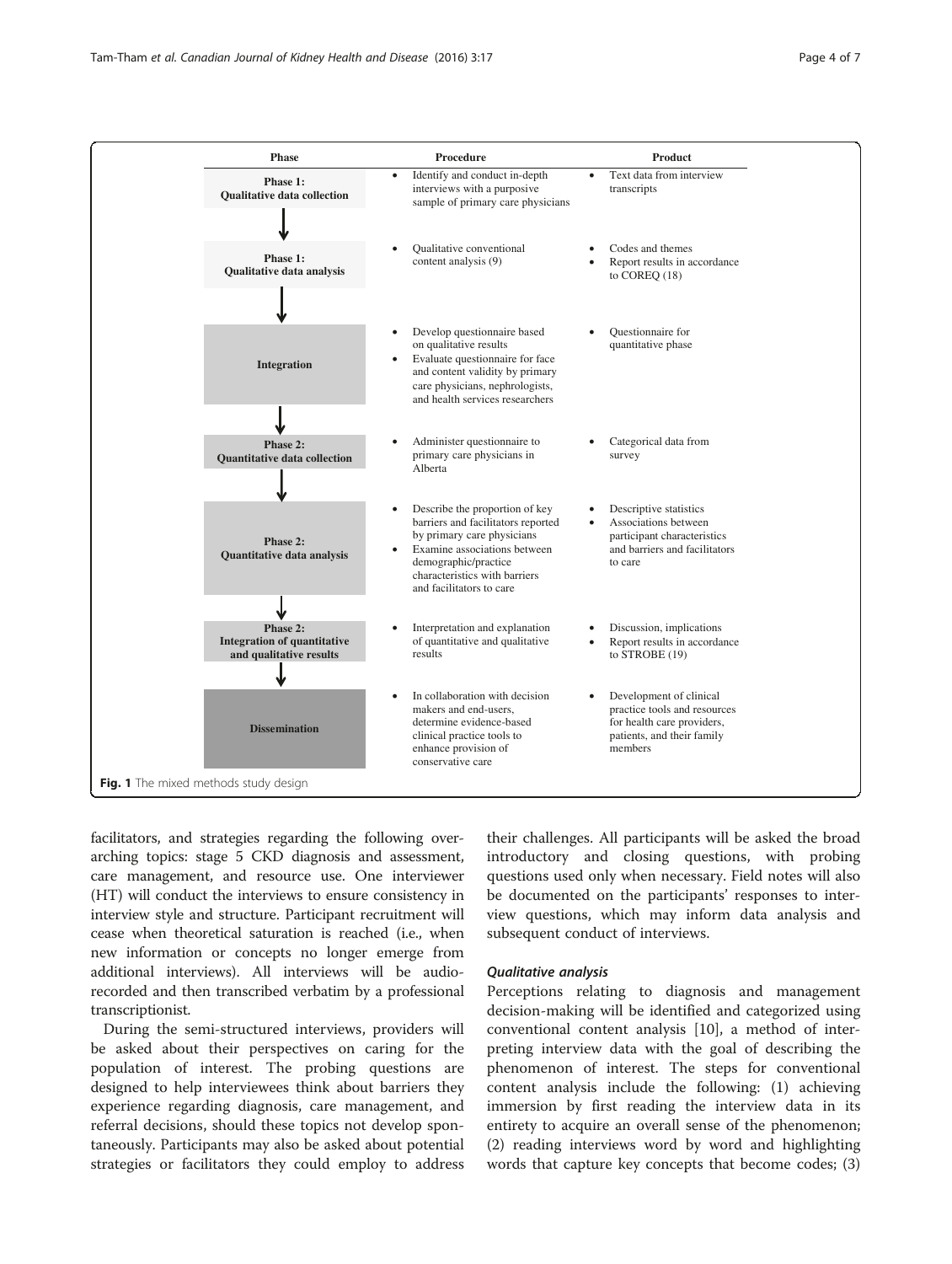| Phase | Procedure | Product |
|---|---|---|
| **Phase 1: Qualitative data collection** | • Identify and conduct in-depth interviews with a purposive sample of primary care physicians | • Text data from interview transcripts |
| **Phase 1: Qualitative data analysis** | • Qualitative conventional content analysis (9) | • Codes and themes<br>• Report results in accordance to COREQ (18) |
| **Integration** | • Develop questionnaire based on qualitative results<br>• Evaluate questionnaire for face and content validity by primary care physicians, nephrologists, and health services researchers | • Questionnaire for quantitative phase |
| **Phase 2: Quantitative data collection** | • Administer questionnaire to primary care physicians in Alberta | • Categorical data from survey |
| **Phase 2: Quantitative data analysis** | • Describe the proportion of key barriers and facilitators reported by primary care physicians<br>• Examine associations between demographic/practice characteristics with barriers and facilitators to care | • Descriptive statistics<br>• Associations between participant characteristics and barriers and facilitators to care |
| **Phase 2: Integration of quantitative and qualitative results** | • Interpretation and explanation of quantitative and qualitative results | • Discussion, implications<br>• Report results in accordance to STROBE (19) |
| **Dissemination** | • In collaboration with decision makers and end-users, determine evidence-based clinical practice tools to enhance provision of conservative care | • Development of clinical practice tools and resources for health care providers, patients, and their family members |

**Fig. 1** The mixed methods study design

facilitators, and strategies regarding the following overarching topics: stage 5 CKD diagnosis and assessment, care management, and resource use. One interviewer (HT) will conduct the interviews to ensure consistency in interview style and structure. Participant recruitment will cease when theoretical saturation is reached (i.e., when new information or concepts no longer emerge from additional interviews). All interviews will be audio-recorded and then transcribed verbatim by a professional transcriptionist.

During the semi-structured interviews, providers will be asked about their perspectives on caring for the population of interest. The probing questions are designed to help interviewees think about barriers they experience regarding diagnosis, care management, and referral decisions, should these topics not develop spontaneously. Participants may also be asked about potential strategies or facilitators they could employ to address their challenges. All participants will be asked the broad introductory and closing questions, with probing questions used only when necessary. Field notes will also be documented on the participants' responses to interview questions, which may inform data analysis and subsequent conduct of interviews.

### *Qualitative analysis*

Perceptions relating to diagnosis and management decision-making will be identified and categorized using conventional content analysis [10], a method of interpreting interview data with the goal of describing the phenomenon of interest. The steps for conventional content analysis include the following: (1) achieving immersion by first reading the interview data in its entirety to acquire an overall sense of the phenomenon; (2) reading interviews word by word and highlighting words that capture key concepts that become codes; (3)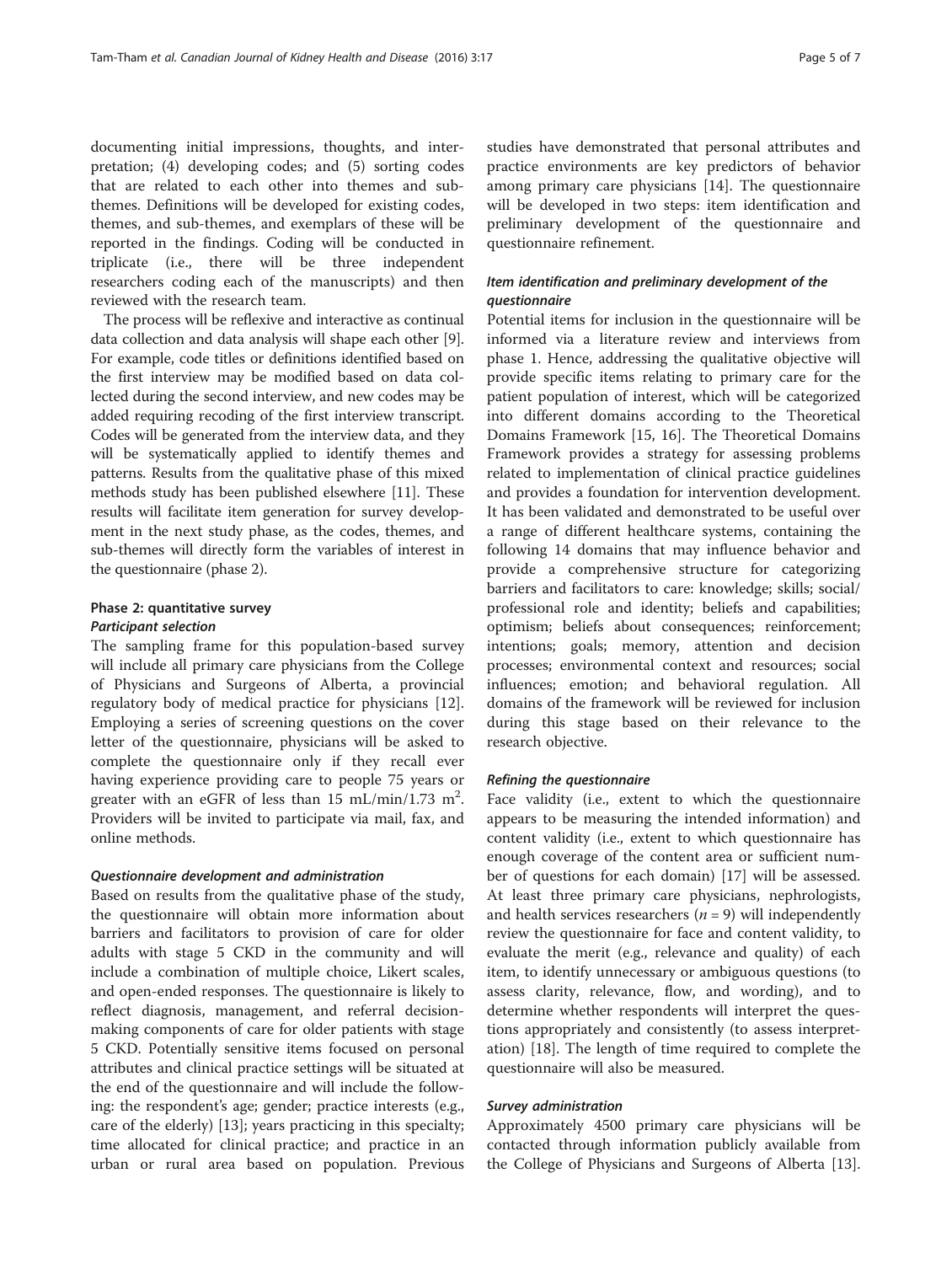documenting initial impressions, thoughts, and interpretation; (4) developing codes; and (5) sorting codes that are related to each other into themes and sub-themes. Definitions will be developed for existing codes, themes, and sub-themes, and exemplars of these will be reported in the findings. Coding will be conducted in triplicate (i.e., there will be three independent researchers coding each of the manuscripts) and then reviewed with the research team.

The process will be reflexive and interactive as continual data collection and data analysis will shape each other [9]. For example, code titles or definitions identified based on the first interview may be modified based on data collected during the second interview, and new codes may be added requiring recoding of the first interview transcript. Codes will be generated from the interview data, and they will be systematically applied to identify themes and patterns. Results from the qualitative phase of this mixed methods study has been published elsewhere [11]. These results will facilitate item generation for survey development in the next study phase, as the codes, themes, and sub-themes will directly form the variables of interest in the questionnaire (phase 2).

### Phase 2: quantitative survey

#### *Participant selection*

The sampling frame for this population-based survey will include all primary care physicians from the College of Physicians and Surgeons of Alberta, a provincial regulatory body of medical practice for physicians [12]. Employing a series of screening questions on the cover letter of the questionnaire, physicians will be asked to complete the questionnaire only if they recall ever having experience providing care to people 75 years or greater with an eGFR of less than 15 mL/min/1.73 $m^2$. Providers will be invited to participate via mail, fax, and online methods.

#### *Questionnaire development and administration*

Based on results from the qualitative phase of the study, the questionnaire will obtain more information about barriers and facilitators to provision of care for older adults with stage 5 CKD in the community and will include a combination of multiple choice, Likert scales, and open-ended responses. The questionnaire is likely to reflect diagnosis, management, and referral decision-making components of care for older patients with stage 5 CKD. Potentially sensitive items focused on personal attributes and clinical practice settings will be situated at the end of the questionnaire and will include the following: the respondent's age; gender; practice interests (e.g., care of the elderly) [13]; years practicing in this specialty; time allocated for clinical practice; and practice in an urban or rural area based on population. Previous studies have demonstrated that personal attributes and practice environments are key predictors of behavior among primary care physicians [14]. The questionnaire will be developed in two steps: item identification and preliminary development of the questionnaire and questionnaire refinement.

#### *Item identification and preliminary development of the questionnaire*

Potential items for inclusion in the questionnaire will be informed via a literature review and interviews from phase 1. Hence, addressing the qualitative objective will provide specific items relating to primary care for the patient population of interest, which will be categorized into different domains according to the Theoretical Domains Framework [15, 16]. The Theoretical Domains Framework provides a strategy for assessing problems related to implementation of clinical practice guidelines and provides a foundation for intervention development. It has been validated and demonstrated to be useful over a range of different healthcare systems, containing the following 14 domains that may influence behavior and provide a comprehensive structure for categorizing barriers and facilitators to care: knowledge; skills; social/professional role and identity; beliefs and capabilities; optimism; beliefs about consequences; reinforcement; intentions; goals; memory, attention and decision processes; environmental context and resources; social influences; emotion; and behavioral regulation. All domains of the framework will be reviewed for inclusion during this stage based on their relevance to the research objective.

#### *Refining the questionnaire*

Face validity (i.e., extent to which the questionnaire appears to be measuring the intended information) and content validity (i.e., extent to which questionnaire has enough coverage of the content area or sufficient number of questions for each domain) [17] will be assessed. At least three primary care physicians, nephrologists, and health services researchers ($n = 9$) will independently review the questionnaire for face and content validity, to evaluate the merit (e.g., relevance and quality) of each item, to identify unnecessary or ambiguous questions (to assess clarity, relevance, flow, and wording), and to determine whether respondents will interpret the questions appropriately and consistently (to assess interpretation) [18]. The length of time required to complete the questionnaire will also be measured.

#### *Survey administration*

Approximately 4500 primary care physicians will be contacted through information publicly available from the College of Physicians and Surgeons of Alberta [13].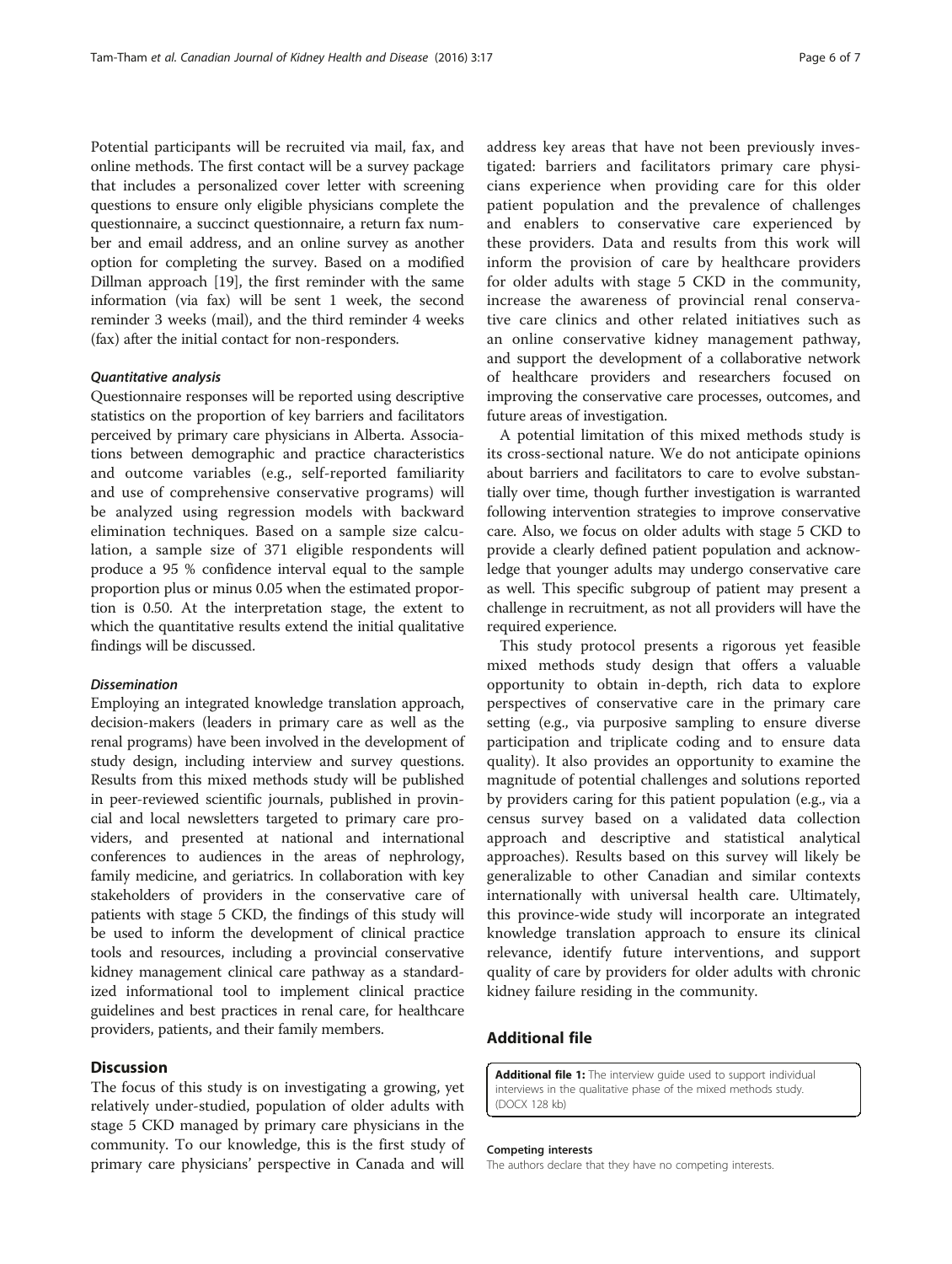Potential participants will be recruited via mail, fax, and online methods. The first contact will be a survey package that includes a personalized cover letter with screening questions to ensure only eligible physicians complete the questionnaire, a succinct questionnaire, a return fax number and email address, and an online survey as another option for completing the survey. Based on a modified Dillman approach [19], the first reminder with the same information (via fax) will be sent 1 week, the second reminder 3 weeks (mail), and the third reminder 4 weeks (fax) after the initial contact for non-responders.

#### *Quantitative analysis*

Questionnaire responses will be reported using descriptive statistics on the proportion of key barriers and facilitators perceived by primary care physicians in Alberta. Associations between demographic and practice characteristics and outcome variables (e.g., self-reported familiarity and use of comprehensive conservative programs) will be analyzed using regression models with backward elimination techniques. Based on a sample size calculation, a sample size of 371 eligible respondents will produce a 95 % confidence interval equal to the sample proportion plus or minus 0.05 when the estimated proportion is 0.50. At the interpretation stage, the extent to which the quantitative results extend the initial qualitative findings will be discussed.

#### *Dissemination*

Employing an integrated knowledge translation approach, decision-makers (leaders in primary care as well as the renal programs) have been involved in the development of study design, including interview and survey questions. Results from this mixed methods study will be published in peer-reviewed scientific journals, published in provincial and local newsletters targeted to primary care providers, and presented at national and international conferences to audiences in the areas of nephrology, family medicine, and geriatrics. In collaboration with key stakeholders of providers in the conservative care of patients with stage 5 CKD, the findings of this study will be used to inform the development of clinical practice tools and resources, including a provincial conservative kidney management clinical care pathway as a standardized informational tool to implement clinical practice guidelines and best practices in renal care, for healthcare providers, patients, and their family members.

## Discussion

The focus of this study is on investigating a growing, yet relatively under-studied, population of older adults with stage 5 CKD managed by primary care physicians in the community. To our knowledge, this is the first study of primary care physicians' perspective in Canada and will address key areas that have not been previously investigated: barriers and facilitators primary care physicians experience when providing care for this older patient population and the prevalence of challenges and enablers to conservative care experienced by these providers. Data and results from this work will inform the provision of care by healthcare providers for older adults with stage 5 CKD in the community, increase the awareness of provincial renal conservative care clinics and other related initiatives such as an online conservative kidney management pathway, and support the development of a collaborative network of healthcare providers and researchers focused on improving the conservative care processes, outcomes, and future areas of investigation.

A potential limitation of this mixed methods study is its cross-sectional nature. We do not anticipate opinions about barriers and facilitators to care to evolve substantially over time, though further investigation is warranted following intervention strategies to improve conservative care. Also, we focus on older adults with stage 5 CKD to provide a clearly defined patient population and acknowledge that younger adults may undergo conservative care as well. This specific subgroup of patient may present a challenge in recruitment, as not all providers will have the required experience.

This study protocol presents a rigorous yet feasible mixed methods study design that offers a valuable opportunity to obtain in-depth, rich data to explore perspectives of conservative care in the primary care setting (e.g., via purposive sampling to ensure diverse participation and triplicate coding and to ensure data quality). It also provides an opportunity to examine the magnitude of potential challenges and solutions reported by providers caring for this patient population (e.g., via a census survey based on a validated data collection approach and descriptive and statistical analytical approaches). Results based on this survey will likely be generalizable to other Canadian and similar contexts internationally with universal health care. Ultimately, this province-wide study will incorporate an integrated knowledge translation approach to ensure its clinical relevance, identify future interventions, and support quality of care by providers for older adults with chronic kidney failure residing in the community.

## Additional file

**Additional file 1:** The interview guide used to support individual interviews in the qualitative phase of the mixed methods study. (DOCX 128 kb)

#### Competing interests

The authors declare that they have no competing interests.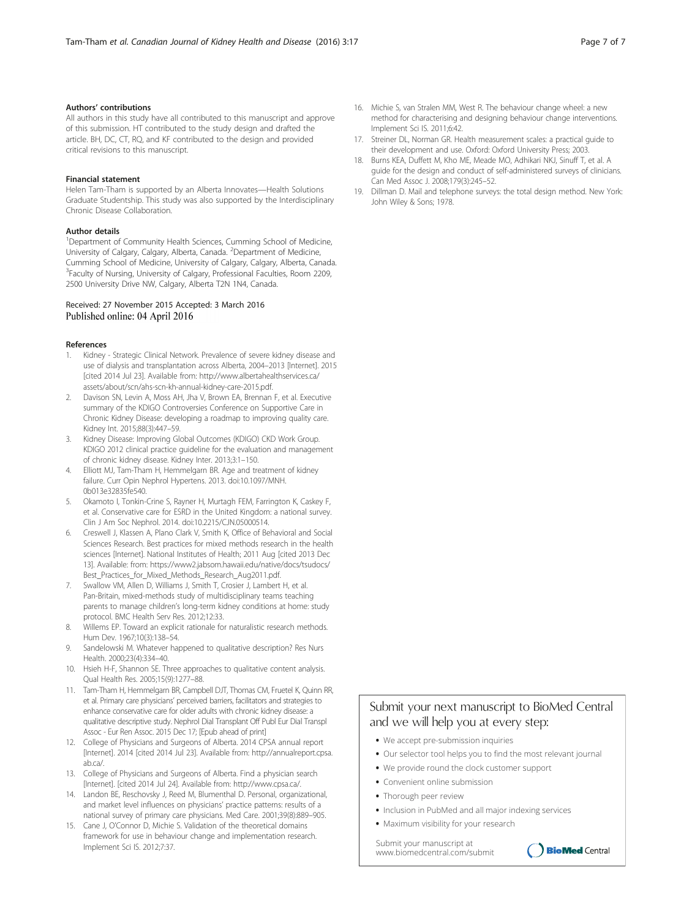#### Authors' contributions

All authors in this study have all contributed to this manuscript and approve of this submission. HT contributed to the study design and drafted the article. BH, DC, CT, RQ, and KF contributed to the design and provided critical revisions to this manuscript.

#### Financial statement

Helen Tam-Tham is supported by an Alberta Innovates—Health Solutions Graduate Studentship. This study was also supported by the Interdisciplinary Chronic Disease Collaboration.

#### Author details

[1]Department of Community Health Sciences, Cumming School of Medicine, University of Calgary, Calgary, Alberta, Canada. [2]Department of Medicine, Cumming School of Medicine, University of Calgary, Calgary, Alberta, Canada. [3]Faculty of Nursing, University of Calgary, Professional Faculties, Room 2209, 2500 University Drive NW, Calgary, Alberta T2N 1N4, Canada.

Received: 27 November 2015 Accepted: 3 March 2016
Published online: 04 April 2016

#### References

1. Kidney - Strategic Clinical Network. Prevalence of severe kidney disease and use of dialysis and transplantation across Alberta, 2004–2013 [Internet]. 2015 [cited 2014 Jul 23]. Available from: http://www.albertahealthservices.ca/assets/about/scn/ahs-scn-kh-annual-kidney-care-2015.pdf.
2. Davison SN, Levin A, Moss AH, Jha V, Brown EA, Brennan F, et al. Executive summary of the KDIGO Controversies Conference on Supportive Care in Chronic Kidney Disease: developing a roadmap to improving quality care. Kidney Int. 2015;88(3):447–59.
3. Kidney Disease: Improving Global Outcomes (KDIGO) CKD Work Group. KDIGO 2012 clinical practice guideline for the evaluation and management of chronic kidney disease. Kidney Inter. 2013;3:1–150.
4. Elliott MJ, Tam-Tham H, Hemmelgarn BR. Age and treatment of kidney failure. Curr Opin Nephrol Hypertens. 2013. doi:10.1097/MNH.0b013e32835fe540.
5. Okamoto I, Tonkin-Crine S, Rayner H, Murtagh FEM, Farrington K, Caskey F, et al. Conservative care for ESRD in the United Kingdom: a national survey. Clin J Am Soc Nephrol. 2014. doi:10.2215/CJN.05000514.
6. Creswell J, Klassen A, Plano Clark V, Smith K, Office of Behavioral and Social Sciences Research. Best practices for mixed methods research in the health sciences [Internet]. National Institutes of Health; 2011 Aug [cited 2013 Dec 13]. Available from: https://www2.jabsom.hawaii.edu/native/docs/tsudocs/Best_Practices_for_Mixed_Methods_Research_Aug2011.pdf.
7. Swallow VM, Allen D, Williams J, Smith T, Crosier J, Lambert H, et al. Pan-Britain, mixed-methods study of multidisciplinary teams teaching parents to manage children's long-term kidney conditions at home: study protocol. BMC Health Serv Res. 2012;12:33.
8. Willems EP. Toward an explicit rationale for naturalistic research methods. Hum Dev. 1967;10(3):138–54.
9. Sandelowski M. Whatever happened to qualitative description? Res Nurs Health. 2000;23(4):334–40.
10. Hsieh H-F, Shannon SE. Three approaches to qualitative content analysis. Qual Health Res. 2005;15(9):1277–88.
11. Tam-Tham H, Hemmelgarn BR, Campbell DJT, Thomas CM, Fruetel K, Quinn RR, et al. Primary care physicians' perceived barriers, facilitators and strategies to enhance conservative care for older adults with chronic kidney disease: a qualitative descriptive study. Nephrol Dial Transplant Off Publ Eur Dial Transpl Assoc - Eur Ren Assoc. 2015 Dec 17; [Epub ahead of print]
12. College of Physicians and Surgeons of Alberta. 2014 CPSA annual report [Internet]. 2014 [cited 2014 Jul 23]. Available from: http://annualreport.cpsa.ab.ca/.
13. College of Physicians and Surgeons of Alberta. Find a physician search [Internet]. [cited 2014 Jul 24]. Available from: http://www.cpsa.ca/.
14. Landon BE, Reschovsky J, Reed M, Blumenthal D. Personal, organizational, and market level influences on physicians' practice patterns: results of a national survey of primary care physicians. Med Care. 2001;39(8):889–905.
15. Cane J, O'Connor D, Michie S. Validation of the theoretical domains framework for use in behaviour change and implementation research. Implement Sci IS. 2012;7:37.
16. Michie S, van Stralen MM, West R. The behaviour change wheel: a new method for characterising and designing behaviour change interventions. Implement Sci IS. 2011;6:42.
17. Streiner DL, Norman GR. Health measurement scales: a practical guide to their development and use. Oxford: Oxford University Press; 2003.
18. Burns KEA, Duffett M, Kho ME, Meade MO, Adhikari NKJ, Sinuff T, et al. A guide for the design and conduct of self-administered surveys of clinicians. Can Med Assoc J. 2008;179(3):245–52.
19. Dillman D. Mail and telephone surveys: the total design method. New York: John Wiley & Sons; 1978.

Submit your next manuscript to BioMed Central and we will help you at every step:

- We accept pre-submission inquiries
- Our selector tool helps you to find the most relevant journal
- We provide round the clock customer support
- Convenient online submission
- Thorough peer review
- Inclusion in PubMed and all major indexing services
- Maximum visibility for your research

Submit your manuscript at
www.biomedcentral.com/submit

BioMed Central